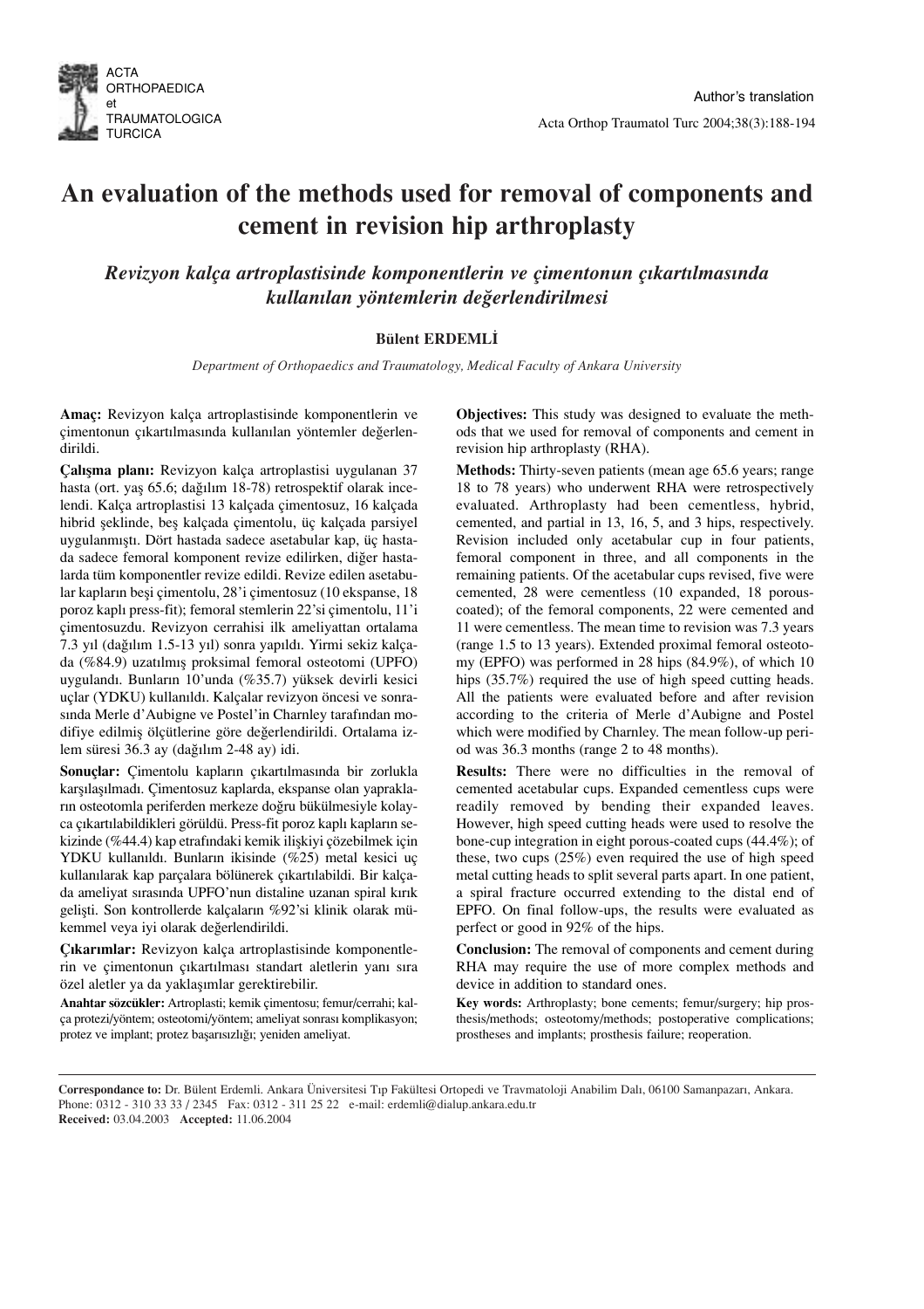# An evaluation of the methods used for removal of components and cement in revision hip arthroplasty

## *Revizyon kalça artroplastisinde komponentlerin ve çimentonun çıkartılmasında kullanılan yöntemlerin değerlendirilmesi*

**Bülent ERDEMLİ**

*Department of Orthopaedics and Traumatology, Medical Faculty of Ankara University*

**Amaç:** Revizyon kalça artroplastisinde komponentlerin ve çimentonun çıkartılmasında kullanılan yöntemler değerlendirildi.

**Çalışma planı:** Revizyon kalça artroplastisi uygulanan 37 hasta (ort. yaş 65.6; dağılım 18-78) retrospektif olarak incelendi. Kalça artroplastisi 13 kalçada çimentosuz, 16 kalçada hibrid şeklinde, beş kalçada çimentolu, üç kalçada parsiyel uygulanmıştı. Dört hastada sadece asetabular kap, üç hastada sadece femoral komponent revize edilirken, diğer hastalarda tüm komponentler revize edildi. Revize edilen asetabular kapların beşi çimentolu, 28'i çimentosuz (10 ekspanse, 18 poroz kaplı press-fit); femoral stemlerin 22'si çimentolu, 11'i çimentosuzdu. Revizyon cerrahisi ilk ameliyattan ortalama 7.3 yıl (dağılım 1.5-13 yıl) sonra yapıldı. Yirmi sekiz kalçada (%84.9) uzatılmış proksimal femoral osteotomi (UPFO) uygulandı. Bunların 10'unda (%35.7) yüksek devirli kesici uçlar (YDKU) kullanıldı. Kalçalar revizyon öncesi ve sonrasında Merle d'Aubigne ve Postel'in Charnley tarafından modifiye edilmiş ölçütlerine göre değerlendirildi. Ortalama izlem süresi 36.3 ay (dağılım 2-48 ay) idi.

**Sonuçlar:** Çimentolu kapların çıkartılmasında bir zorlukla karşılaşılmadı. Çimentosuz kaplarda, ekspanse olan yaprakların osteotomla periferden merkeze doğru bükülmesiyle kolayca çıkartılabildikleri görüldü. Press-fit poroz kaplı kapların sekizinde (%44.4) kap etrafındaki kemik ilişkiyi çözebilmek için YDKU kullanıldı. Bunların ikisinde (%25) metal kesici uç kullanılarak kap parçalara bölünerek çıkartılabildi. Bir kalçada ameliyat sırasında UPFO'nun distaline uzanan spiral kırık gelişti. Son kontrollerde kalçaların %92'si klinik olarak mükemmel veya iyi olarak değerlendirildi.

**Çıkarımlar:** Revizyon kalça artroplastisinde komponentlerin ve çimentonun çıkartılması standart aletlerin yanı sıra özel aletler ya da yaklaşımlar gerektirebilir.

**Anahtar sözcükler:** Artroplasti; kemik çimentosu; femur/cerrahi; kalça protezi/yöntem; osteotomi/yöntem; ameliyat sonrası komplikasyon; protez ve implant; protez başarısızlığı; yeniden ameliyat.

**Objectives:** This study was designed to evaluate the methods that we used for removal of components and cement in revision hip arthroplasty (RHA).

**Methods:** Thirty-seven patients (mean age 65.6 years; range 18 to 78 years) who underwent RHA were retrospectively evaluated. Arthroplasty had been cementless, hybrid, cemented, and partial in 13, 16, 5, and 3 hips, respectively. Revision included only acetabular cup in four patients, femoral component in three, and all components in the remaining patients. Of the acetabular cups revised, five were cemented, 28 were cementless (10 expanded, 18 porous-coated); of the femoral components, 22 were cemented and 11 were cementless. The mean time to revision was 7.3 years (range 1.5 to 13 years). Extended proximal femoral osteotomy (EPFO) was performed in 28 hips (84.9%), of which 10 hips (35.7%) required the use of high speed cutting heads. All the patients were evaluated before and after revision according to the criteria of Merle d'Aubigne and Postel which were modified by Charnley. The mean follow-up period was 36.3 months (range 2 to 48 months).

**Results:** There were no difficulties in the removal of cemented acetabular cups. Expanded cementless cups were readily removed by bending their expanded leaves. However, high speed cutting heads were used to resolve the bone-cup integration in eight porous-coated cups (44.4%); of these, two cups (25%) even required the use of high speed metal cutting heads to split several parts apart. In one patient, a spiral fracture occurred extending to the distal end of EPFO. On final follow-ups, the results were evaluated as perfect or good in 92% of the hips.

**Conclusion:** The removal of components and cement during RHA may require the use of more complex methods and device in addition to standard ones.

**Key words:** Arthroplasty; bone cements; femur/surgery; hip prosthesis/methods; osteotomy/methods; postoperative complications; prostheses and implants; prosthesis failure; reoperation.

---

**Correspondance to:** Dr. Bülent Erdemli. Ankara Üniversitesi Tıp Fakültesi Ortopedi ve Travmatoloji Anabilim Dalı, 06100 Samanpazarı, Ankara. Phone: 0312 - 310 33 33 / 2345 Fax: 0312 - 311 25 22 e-mail: erdemli@dialup.ankara.edu.tr
**Received:** 03.04.2003 **Accepted:** 11.06.2004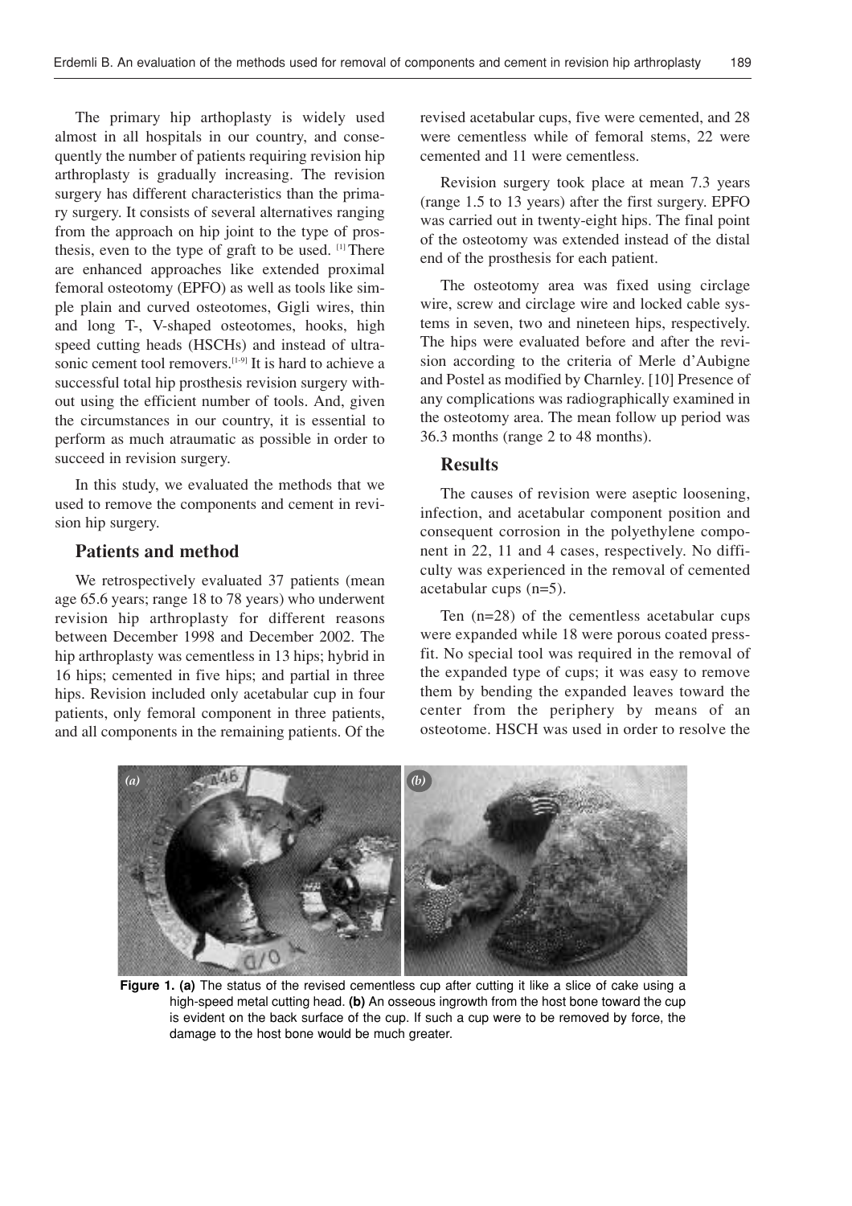The primary hip arthoplasty is widely used almost in all hospitals in our country, and consequently the number of patients requiring revision hip arthroplasty is gradually increasing. The revision surgery has different characteristics than the primary surgery. It consists of several alternatives ranging from the approach on hip joint to the type of prosthesis, even to the type of graft to be used. [1] There are enhanced approaches like extended proximal femoral osteotomy (EPFO) as well as tools like simple plain and curved osteotomes, Gigli wires, thin and long T-, V-shaped osteotomes, hooks, high speed cutting heads (HSCHs) and instead of ultrasonic cement tool removers.[1-9] It is hard to achieve a successful total hip prosthesis revision surgery without using the efficient number of tools. And, given the circumstances in our country, it is essential to perform as much atraumatic as possible in order to succeed in revision surgery.

In this study, we evaluated the methods that we used to remove the components and cement in revision hip surgery.

## Patients and method

We retrospectively evaluated 37 patients (mean age 65.6 years; range 18 to 78 years) who underwent revision hip arthroplasty for different reasons between December 1998 and December 2002. The hip arthroplasty was cementless in 13 hips; hybrid in 16 hips; cemented in five hips; and partial in three hips. Revision included only acetabular cup in four patients, only femoral component in three patients, and all components in the remaining patients. Of the revised acetabular cups, five were cemented, and 28 were cementless while of femoral stems, 22 were cemented and 11 were cementless.

Revision surgery took place at mean 7.3 years (range 1.5 to 13 years) after the first surgery. EPFO was carried out in twenty-eight hips. The final point of the osteotomy was extended instead of the distal end of the prosthesis for each patient.

The osteotomy area was fixed using circlage wire, screw and circlage wire and locked cable systems in seven, two and nineteen hips, respectively. The hips were evaluated before and after the revision according to the criteria of Merle d'Aubigne and Postel as modified by Charnley. [10] Presence of any complications was radiographically examined in the osteotomy area. The mean follow up period was 36.3 months (range 2 to 48 months).

## Results

The causes of revision were aseptic loosening, infection, and acetabular component position and consequent corrosion in the polyethylene component in 22, 11 and 4 cases, respectively. No difficulty was experienced in the removal of cemented acetabular cups (n=5).

Ten (n=28) of the cementless acetabular cups were expanded while 18 were porous coated press-fit. No special tool was required in the removal of the expanded type of cups; it was easy to remove them by bending the expanded leaves toward the center from the periphery by means of an osteotome. HSCH was used in order to resolve the

**Figure 1. (a)** The status of the revised cementless cup after cutting it like a slice of cake using a high-speed metal cutting head. **(b)** An osseous ingrowth from the host bone toward the cup is evident on the back surface of the cup. If such a cup were to be removed by force, the damage to the host bone would be much greater.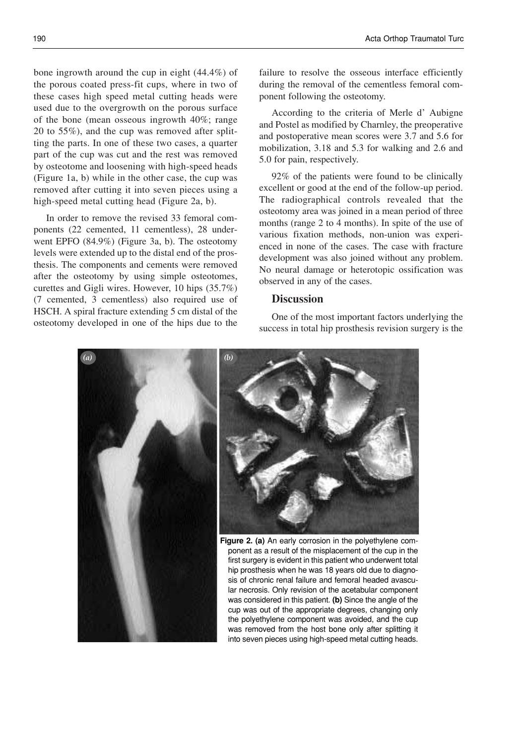bone ingrowth around the cup in eight (44.4%) of the porous coated press-fit cups, where in two of these cases high speed metal cutting heads were used due to the overgrowth on the porous surface of the bone (mean osseous ingrowth 40%; range 20 to 55%), and the cup was removed after splitting the parts. In one of these two cases, a quarter part of the cup was cut and the rest was removed by osteotome and loosening with high-speed heads (Figure 1a, b) while in the other case, the cup was removed after cutting it into seven pieces using a high-speed metal cutting head (Figure 2a, b).

In order to remove the revised 33 femoral components (22 cemented, 11 cementless), 28 underwent EPFO (84.9%) (Figure 3a, b). The osteotomy levels were extended up to the distal end of the prosthesis. The components and cements were removed after the osteotomy by using simple osteotomes, curettes and Gigli wires. However, 10 hips (35.7%) (7 cemented, 3 cementless) also required use of HSCH. A spiral fracture extending 5 cm distal of the osteotomy developed in one of the hips due to the failure to resolve the osseous interface efficiently during the removal of the cementless femoral component following the osteotomy.

According to the criteria of Merle d' Aubigne and Postel as modified by Charnley, the preoperative and postoperative mean scores were 3.7 and 5.6 for mobilization, 3.18 and 5.3 for walking and 2.6 and 5.0 for pain, respectively.

92% of the patients were found to be clinically excellent or good at the end of the follow-up period. The radiographical controls revealed that the osteotomy area was joined in a mean period of three months (range 2 to 4 months). In spite of the use of various fixation methods, non-union was experienced in none of the cases. The case with fracture development was also joined without any problem. No neural damage or heterotopic ossification was observed in any of the cases.

## Discussion

One of the most important factors underlying the success in total hip prosthesis revision surgery is the

**Figure 2. (a)** An early corrosion in the polyethylene component as a result of the misplacement of the cup in the first surgery is evident in this patient who underwent total hip prosthesis when he was 18 years old due to diagnosis of chronic renal failure and femoral headed avascular necrosis. Only revision of the acetabular component was considered in this patient. **(b)** Since the angle of the cup was out of the appropriate degrees, changing only the polyethylene component was avoided, and the cup was removed from the host bone only after splitting it into seven pieces using high-speed metal cutting heads.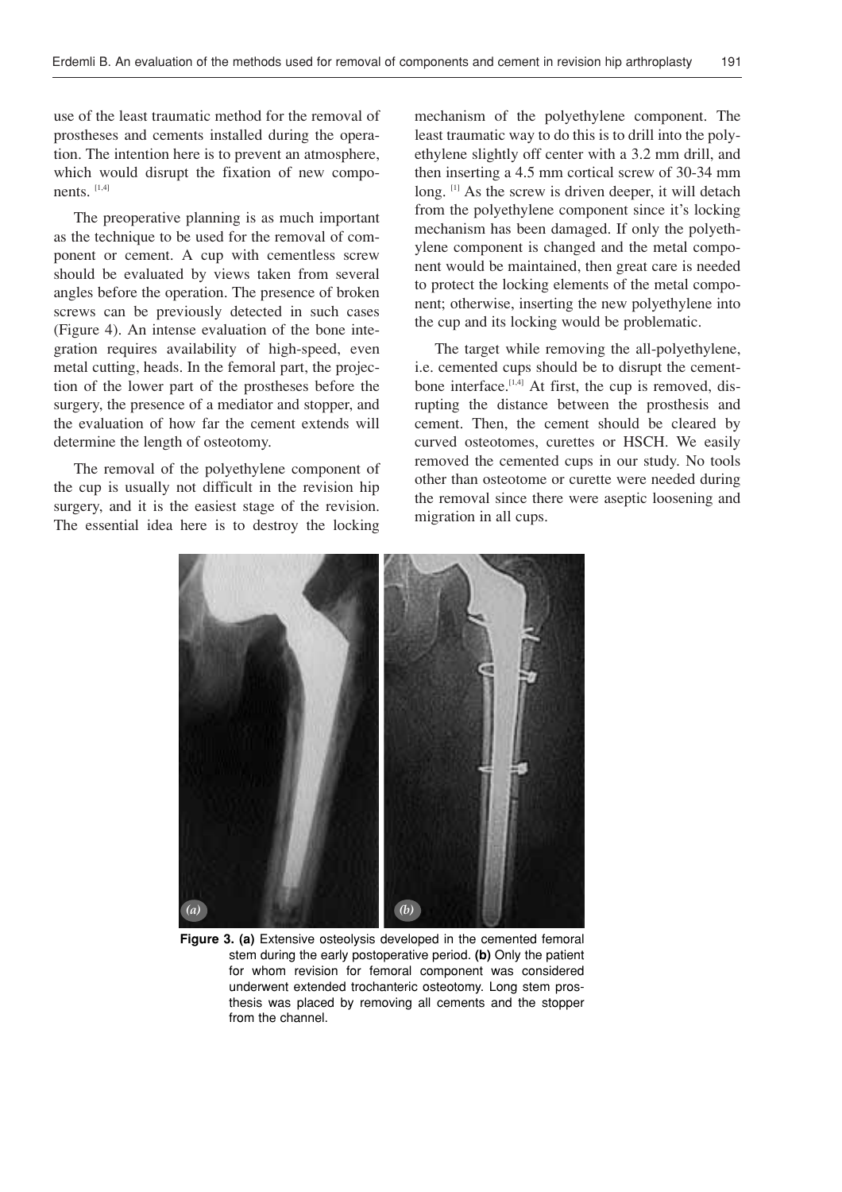use of the least traumatic method for the removal of prostheses and cements installed during the operation. The intention here is to prevent an atmosphere, which would disrupt the fixation of new components. [1,4]

The preoperative planning is as much important as the technique to be used for the removal of component or cement. A cup with cementless screw should be evaluated by views taken from several angles before the operation. The presence of broken screws can be previously detected in such cases (Figure 4). An intense evaluation of the bone integration requires availability of high-speed, even metal cutting, heads. In the femoral part, the projection of the lower part of the prostheses before the surgery, the presence of a mediator and stopper, and the evaluation of how far the cement extends will determine the length of osteotomy.

The removal of the polyethylene component of the cup is usually not difficult in the revision hip surgery, and it is the easiest stage of the revision. The essential idea here is to destroy the locking mechanism of the polyethylene component. The least traumatic way to do this is to drill into the polyethylene slightly off center with a 3.2 mm drill, and then inserting a 4.5 mm cortical screw of 30-34 mm long. [1] As the screw is driven deeper, it will detach from the polyethylene component since it's locking mechanism has been damaged. If only the polyethylene component is changed and the metal component would be maintained, then great care is needed to protect the locking elements of the metal component; otherwise, inserting the new polyethylene into the cup and its locking would be problematic.

The target while removing the all-polyethylene, i.e. cemented cups should be to disrupt the cement-bone interface.[1,4] At first, the cup is removed, disrupting the distance between the prosthesis and cement. Then, the cement should be cleared by curved osteotomes, curettes or HSCH. We easily removed the cemented cups in our study. No tools other than osteotome or curette were needed during the removal since there were aseptic loosening and migration in all cups.

**Figure 3. (a)** Extensive osteolysis developed in the cemented femoral stem during the early postoperative period. **(b)** Only the patient for whom revision for femoral component was considered underwent extended trochanteric osteotomy. Long stem prosthesis was placed by removing all cements and the stopper from the channel.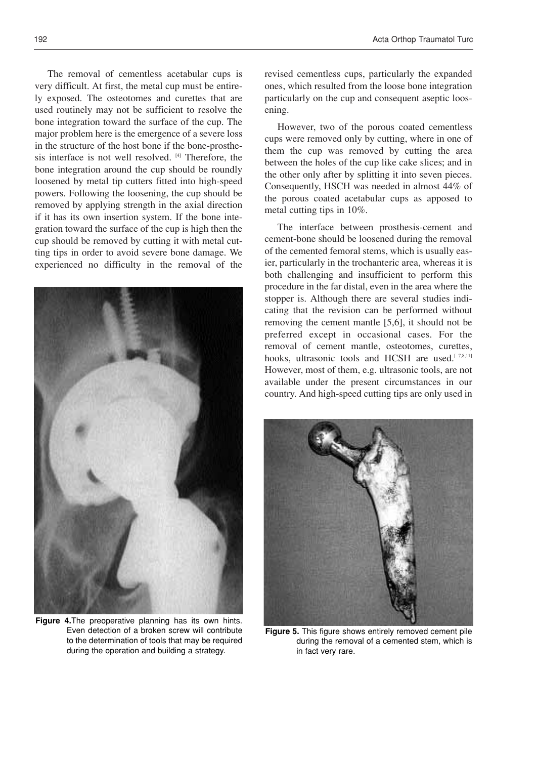The removal of cementless acetabular cups is very difficult. At first, the metal cup must be entirely exposed. The osteotomes and curettes that are used routinely may not be sufficient to resolve the bone integration toward the surface of the cup. The major problem here is the emergence of a severe loss in the structure of the host bone if the bone-prosthesis interface is not well resolved. [4] Therefore, the bone integration around the cup should be roundly loosened by metal tip cutters fitted into high-speed powers. Following the loosening, the cup should be removed by applying strength in the axial direction if it has its own insertion system. If the bone integration toward the surface of the cup is high then the cup should be removed by cutting it with metal cutting tips in order to avoid severe bone damage. We experienced no difficulty in the removal of the revised cementless cups, particularly the expanded ones, which resulted from the loose bone integration particularly on the cup and consequent aseptic loosening.

Figure 4. The preoperative planning has its own hints. Even detection of a broken screw will contribute to the determination of tools that may be required during the operation and building a strategy.

However, two of the porous coated cementless cups were removed only by cutting, where in one of them the cup was removed by cutting the area between the holes of the cup like cake slices; and in the other only after by splitting it into seven pieces. Consequently, HSCH was needed in almost 44% of the porous coated acetabular cups as apposed to metal cutting tips in 10%.

The interface between prosthesis-cement and cement-bone should be loosened during the removal of the cemented femoral stems, which is usually easier, particularly in the trochanteric area, whereas it is both challenging and insufficient to perform this procedure in the far distal, even in the area where the stopper is. Although there are several studies indicating that the revision can be performed without removing the cement mantle [5,6], it should not be preferred except in occasional cases. For the removal of cement mantle, osteotomes, curettes, hooks, ultrasonic tools and HCSH are used.[7,8,11] However, most of them, e.g. ultrasonic tools, are not available under the present circumstances in our country. And high-speed cutting tips are only used in

Figure 5. This figure shows entirely removed cement pile during the removal of a cemented stem, which is in fact very rare.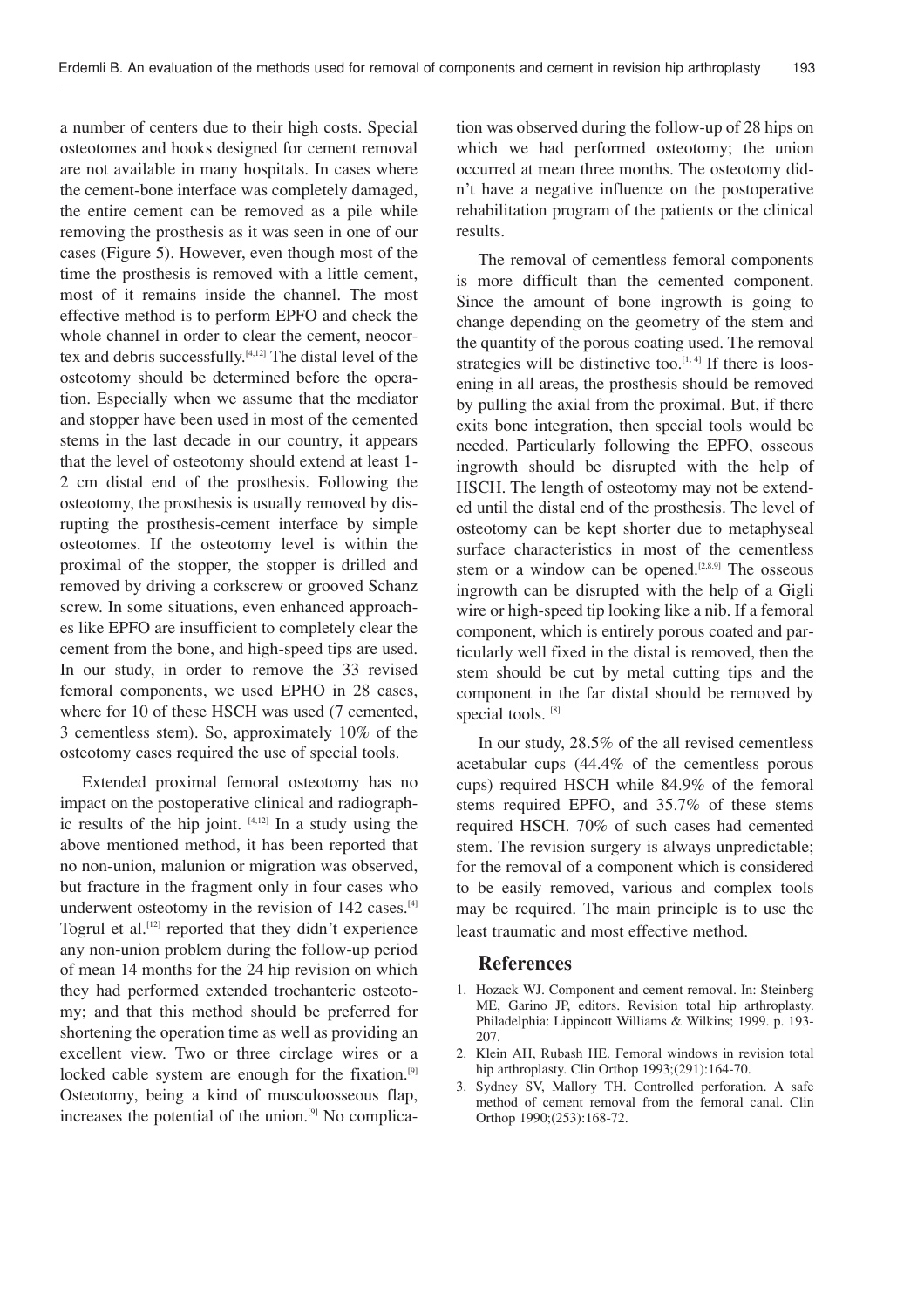a number of centers due to their high costs. Special osteotomes and hooks designed for cement removal are not available in many hospitals. In cases where the cement-bone interface was completely damaged, the entire cement can be removed as a pile while removing the prosthesis as it was seen in one of our cases (Figure 5). However, even though most of the time the prosthesis is removed with a little cement, most of it remains inside the channel. The most effective method is to perform EPFO and check the whole channel in order to clear the cement, neocortex and debris successfully.[4,12] The distal level of the osteotomy should be determined before the operation. Especially when we assume that the mediator and stopper have been used in most of the cemented stems in the last decade in our country, it appears that the level of osteotomy should extend at least 1-2 cm distal end of the prosthesis. Following the osteotomy, the prosthesis is usually removed by disrupting the prosthesis-cement interface by simple osteotomes. If the osteotomy level is within the proximal of the stopper, the stopper is drilled and removed by driving a corkscrew or grooved Schanz screw. In some situations, even enhanced approaches like EPFO are insufficient to completely clear the cement from the bone, and high-speed tips are used. In our study, in order to remove the 33 revised femoral components, we used EPHO in 28 cases, where for 10 of these HSCH was used (7 cemented, 3 cementless stem). So, approximately 10% of the osteotomy cases required the use of special tools.

Extended proximal femoral osteotomy has no impact on the postoperative clinical and radiographic results of the hip joint. [4,12] In a study using the above mentioned method, it has been reported that no non-union, malunion or migration was observed, but fracture in the fragment only in four cases who underwent osteotomy in the revision of 142 cases.[4] Togrul et al.[12] reported that they didn't experience any non-union problem during the follow-up period of mean 14 months for the 24 hip revision on which they had performed extended trochanteric osteotomy; and that this method should be preferred for shortening the operation time as well as providing an excellent view. Two or three circlage wires or a locked cable system are enough for the fixation.[9] Osteotomy, being a kind of musculoosseous flap, increases the potential of the union.[9] No complication was observed during the follow-up of 28 hips on which we had performed osteotomy; the union occurred at mean three months. The osteotomy didn't have a negative influence on the postoperative rehabilitation program of the patients or the clinical results.

The removal of cementless femoral components is more difficult than the cemented component. Since the amount of bone ingrowth is going to change depending on the geometry of the stem and the quantity of the porous coating used. The removal strategies will be distinctive too.[1,4] If there is loosening in all areas, the prosthesis should be removed by pulling the axial from the proximal. But, if there exits bone integration, then special tools would be needed. Particularly following the EPFO, osseous ingrowth should be disrupted with the help of HSCH. The length of osteotomy may not be extended until the distal end of the prosthesis. The level of osteotomy can be kept shorter due to metaphyseal surface characteristics in most of the cementless stem or a window can be opened.[2,8,9] The osseous ingrowth can be disrupted with the help of a Gigli wire or high-speed tip looking like a nib. If a femoral component, which is entirely porous coated and particularly well fixed in the distal is removed, then the stem should be cut by metal cutting tips and the component in the far distal should be removed by special tools. [8]

In our study, 28.5% of the all revised cementless acetabular cups (44.4% of the cementless porous cups) required HSCH while 84.9% of the femoral stems required EPFO, and 35.7% of these stems required HSCH. 70% of such cases had cemented stem. The revision surgery is always unpredictable; for the removal of a component which is considered to be easily removed, various and complex tools may be required. The main principle is to use the least traumatic and most effective method.

## References

1. Hozack WJ. Component and cement removal. In: Steinberg ME, Garino JP, editors. Revision total hip arthroplasty. Philadelphia: Lippincott Williams & Wilkins; 1999. p. 193-207.
2. Klein AH, Rubash HE. Femoral windows in revision total hip arthroplasty. Clin Orthop 1993;(291):164-70.
3. Sydney SV, Mallory TH. Controlled perforation. A safe method of cement removal from the femoral canal. Clin Orthop 1990;(253):168-72.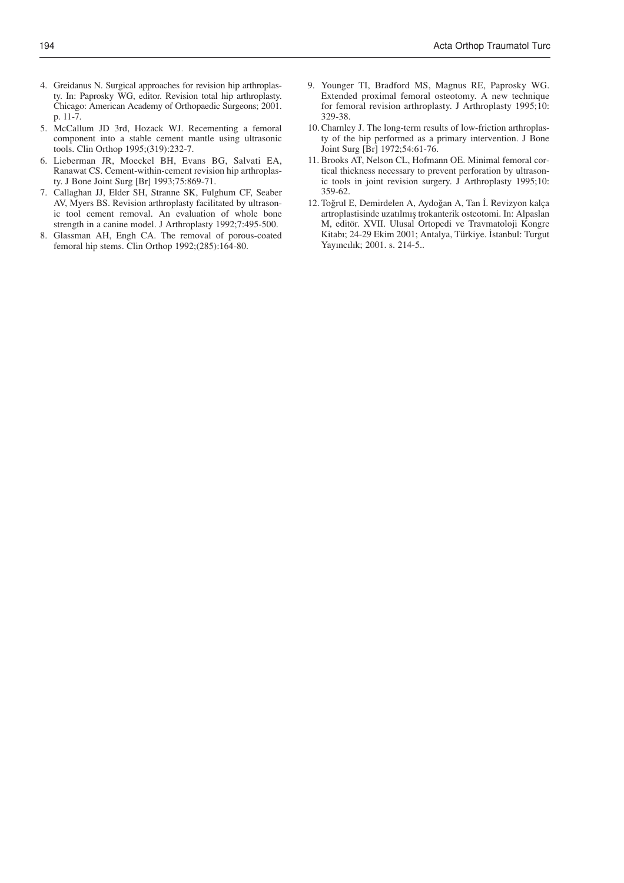4. Greidanus N. Surgical approaches for revision hip arthroplasty. In: Paprosky WG, editor. Revision total hip arthroplasty. Chicago: American Academy of Orthopaedic Surgeons; 2001. p. 11-7.
5. McCallum JD 3rd, Hozack WJ. Recementing a femoral component into a stable cement mantle using ultrasonic tools. Clin Orthop 1995;(319):232-7.
6. Lieberman JR, Moeckel BH, Evans BG, Salvati EA, Ranawat CS. Cement-within-cement revision hip arthroplasty. J Bone Joint Surg [Br] 1993;75:869-71.
7. Callaghan JJ, Elder SH, Stranne SK, Fulghum CF, Seaber AV, Myers BS. Revision arthroplasty facilitated by ultrasonic tool cement removal. An evaluation of whole bone strength in a canine model. J Arthroplasty 1992;7:495-500.
8. Glassman AH, Engh CA. The removal of porous-coated femoral hip stems. Clin Orthop 1992;(285):164-80.
9. Younger TI, Bradford MS, Magnus RE, Paprosky WG. Extended proximal femoral osteotomy. A new technique for femoral revision arthroplasty. J Arthroplasty 1995;10: 329-38.
10. Charnley J. The long-term results of low-friction arthroplasty of the hip performed as a primary intervention. J Bone Joint Surg [Br] 1972;54:61-76.
11. Brooks AT, Nelson CL, Hofmann OE. Minimal femoral cortical thickness necessary to prevent perforation by ultrasonic tools in joint revision surgery. J Arthroplasty 1995;10: 359-62.
12. Toğrul E, Demirdelen A, Aydoğan A, Tan İ. Revizyon kalça artroplastisinde uzatılmış trokanterik osteotomi. In: Alpaslan M, editör. XVII. Ulusal Ortopedi ve Travmatoloji Kongre Kitabı; 24-29 Ekim 2001; Antalya, Türkiye. İstanbul: Turgut Yayıncılık; 2001. s. 214-5..